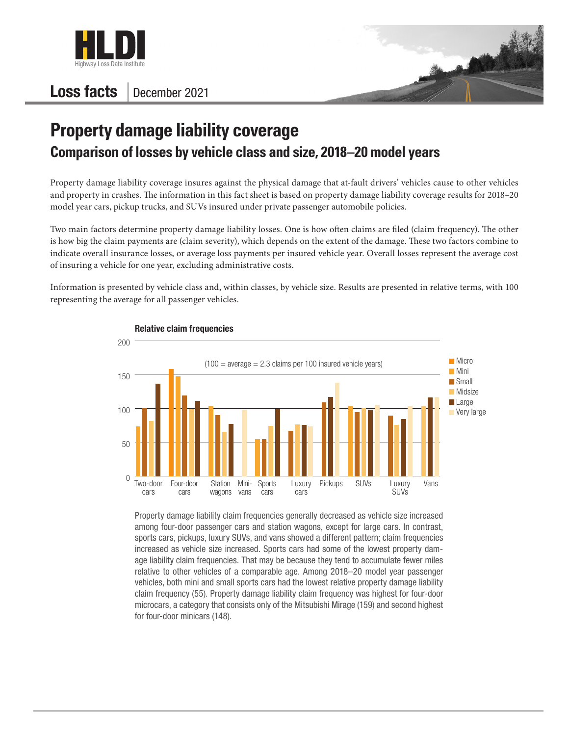# Property damage liability coverage

## Comparison of losses by vehicle class and size, 2018–20 model years

Property damage liability coverage insures against the physical damage that at-fault drivers' vehicles cause to other vehicles and property in crashes. The information in this fact sheet is based on property damage liability coverage results for 2018–20 model year cars, pickup trucks, and SUVs insured under private passenger automobile policies.

Two main factors determine property damage liability losses. One is how often claims are filed (claim frequency). The other is how big the claim payments are (claim severity), which depends on the extent of the damage. These two factors combine to indicate overall insurance losses, or average loss payments per insured vehicle year. Overall losses represent the average cost of insuring a vehicle for one year, excluding administrative costs.

Information is presented by vehicle class and, within classes, by vehicle size. Results are presented in relative terms, with 100 representing the average for all passenger vehicles.

**Relative claim frequencies**

(100 = average = 2.3 claims per 100 insured vehicle years)

Property damage liability claim frequencies generally decreased as vehicle size increased among four-door passenger cars and station wagons, except for large cars. In contrast, sports cars, pickups, luxury SUVs, and vans showed a different pattern; claim frequencies increased as vehicle size increased. Sports cars had some of the lowest property damage liability claim frequencies. That may be because they tend to accumulate fewer miles relative to other vehicles of a comparable age. Among 2018–20 model year passenger vehicles, both mini and small sports cars had the lowest relative property damage liability claim frequency (55). Property damage liability claim frequency was highest for four-door microcars, a category that consists only of the Mitsubishi Mirage (159) and second highest for four-door minicars (148).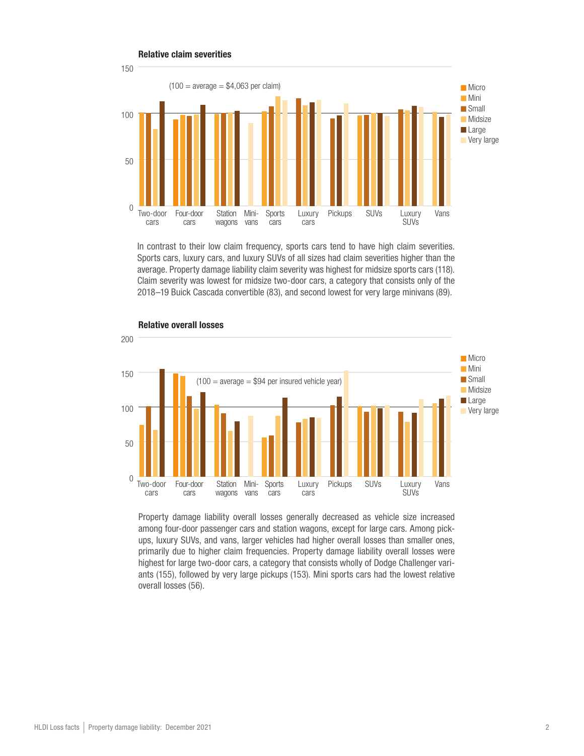**Relative claim severities**

(100 = average = $4,063 per claim)

In contrast to their low claim frequency, sports cars tend to have high claim severities. Sports cars, luxury cars, and luxury SUVs of all sizes had claim severities higher than the average. Property damage liability claim severity was highest for midsize sports cars (118). Claim severity was lowest for midsize two-door cars, a category that consists only of the 2018–19 Buick Cascada convertible (83), and second lowest for very large minivans (89).

**Relative overall losses**

(100 = average = $94 per insured vehicle year)

Property damage liability overall losses generally decreased as vehicle size increased among four-door passenger cars and station wagons, except for large cars. Among pickups, luxury SUVs, and vans, larger vehicles had higher overall losses than smaller ones, primarily due to higher claim frequencies. Property damage liability overall losses were highest for large two-door cars, a category that consists wholly of Dodge Challenger variants (155), followed by very large pickups (153). Mini sports cars had the lowest relative overall losses (56).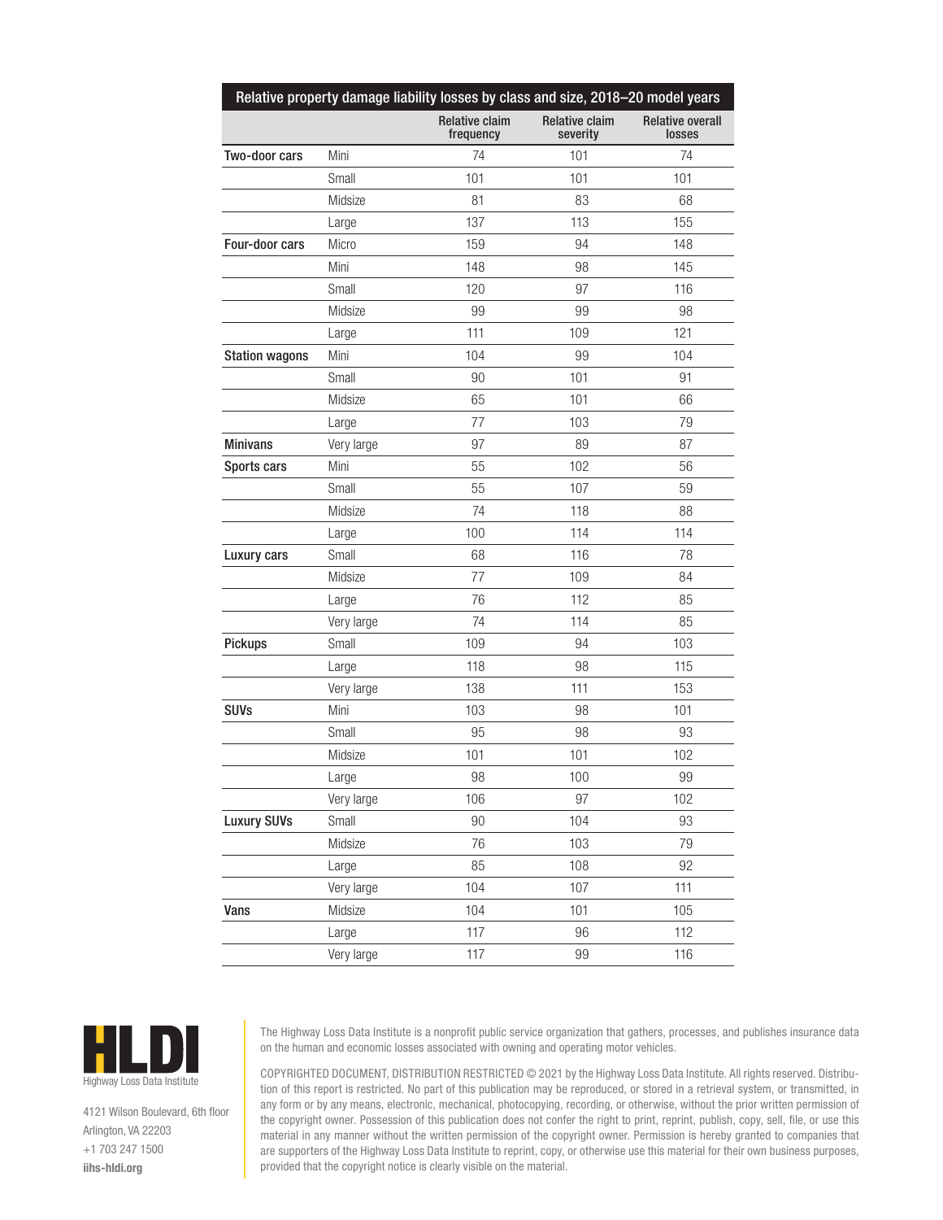| Relative property damage liability losses by class and size, 2018–20 model years | | | | |
|---|---|---|---|---|
| | | Relative claim frequency | Relative claim severity | Relative overall losses |
| **Two-door cars** | Mini | 74 | 101 | 74 |
| | Small | 101 | 101 | 101 |
| | Midsize | 81 | 83 | 68 |
| | Large | 137 | 113 | 155 |
| **Four-door cars** | Micro | 159 | 94 | 148 |
| | Mini | 148 | 98 | 145 |
| | Small | 120 | 97 | 116 |
| | Midsize | 99 | 99 | 98 |
| | Large | 111 | 109 | 121 |
| **Station wagons** | Mini | 104 | 99 | 104 |
| | Small | 90 | 101 | 91 |
| | Midsize | 65 | 101 | 66 |
| | Large | 77 | 103 | 79 |
| **Minivans** | Very large | 97 | 89 | 87 |
| **Sports cars** | Mini | 55 | 102 | 56 |
| | Small | 55 | 107 | 59 |
| | Midsize | 74 | 118 | 88 |
| | Large | 100 | 114 | 114 |
| **Luxury cars** | Small | 68 | 116 | 78 |
| | Midsize | 77 | 109 | 84 |
| | Large | 76 | 112 | 85 |
| | Very large | 74 | 114 | 85 |
| **Pickups** | Small | 109 | 94 | 103 |
| | Large | 118 | 98 | 115 |
| | Very large | 138 | 111 | 153 |
| **SUVs** | Mini | 103 | 98 | 101 |
| | Small | 95 | 98 | 93 |
| | Midsize | 101 | 101 | 102 |
| | Large | 98 | 100 | 99 |
| | Very large | 106 | 97 | 102 |
| **Luxury SUVs** | Small | 90 | 104 | 93 |
| | Midsize | 76 | 103 | 79 |
| | Large | 85 | 108 | 92 |
| | Very large | 104 | 107 | 111 |
| **Vans** | Midsize | 104 | 101 | 105 |
| | Large | 117 | 96 | 112 |
| | Very large | 117 | 99 | 116 |

**HLDI**
Highway Loss Data Institute

4121 Wilson Boulevard, 6th floor
Arlington, VA 22203
+1 703 247 1500
**iihs-hldi.org**

The Highway Loss Data Institute is a nonprofit public service organization that gathers, processes, and publishes insurance data on the human and economic losses associated with owning and operating motor vehicles.

COPYRIGHTED DOCUMENT, DISTRIBUTION RESTRICTED © 2021 by the Highway Loss Data Institute. All rights reserved. Distribution of this report is restricted. No part of this publication may be reproduced, or stored in a retrieval system, or transmitted, in any form or by any means, electronic, mechanical, photocopying, recording, or otherwise, without the prior written permission of the copyright owner. Possession of this publication does not confer the right to print, reprint, publish, copy, sell, file, or use this material in any manner without the written permission of the copyright owner. Permission is hereby granted to companies that are supporters of the Highway Loss Data Institute to reprint, copy, or otherwise use this material for their own business purposes, provided that the copyright notice is clearly visible on the material.